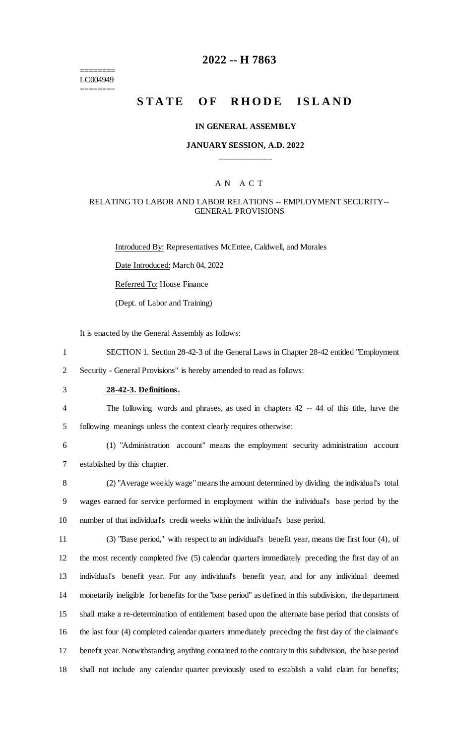========
LC004949
========

# 2022 -- H 7863

# STATE OF RHODE ISLAND

**IN GENERAL ASSEMBLY**

**JANUARY SESSION, A.D. 2022**

____________

A N A C T

RELATING TO LABOR AND LABOR RELATIONS -- EMPLOYMENT SECURITY-- GENERAL PROVISIONS

Introduced By: Representatives McEntee, Caldwell, and Morales

Date Introduced: March 04, 2022

Referred To: House Finance

(Dept. of Labor and Training)

It is enacted by the General Assembly as follows:

SECTION 1. Section 28-42-3 of the General Laws in Chapter 28-42 entitled "Employment Security - General Provisions" is hereby amended to read as follows:

**28-42-3. Definitions.**

The following words and phrases, as used in chapters 42 -- 44 of this title, have the following meanings unless the context clearly requires otherwise:

(1) "Administration account" means the employment security administration account established by this chapter.

(2) "Average weekly wage" means the amount determined by dividing the individual's total wages earned for service performed in employment within the individual's base period by the number of that individual's credit weeks within the individual's base period.

(3) "Base period," with respect to an individual's benefit year, means the first four (4), of the most recently completed five (5) calendar quarters immediately preceding the first day of an individual's benefit year. For any individual's benefit year, and for any individual deemed monetarily ineligible for benefits for the "base period" as defined in this subdivision, the department shall make a re-determination of entitlement based upon the alternate base period that consists of the last four (4) completed calendar quarters immediately preceding the first day of the claimant's benefit year. Notwithstanding anything contained to the contrary in this subdivision, the base period shall not include any calendar quarter previously used to establish a valid claim for benefits;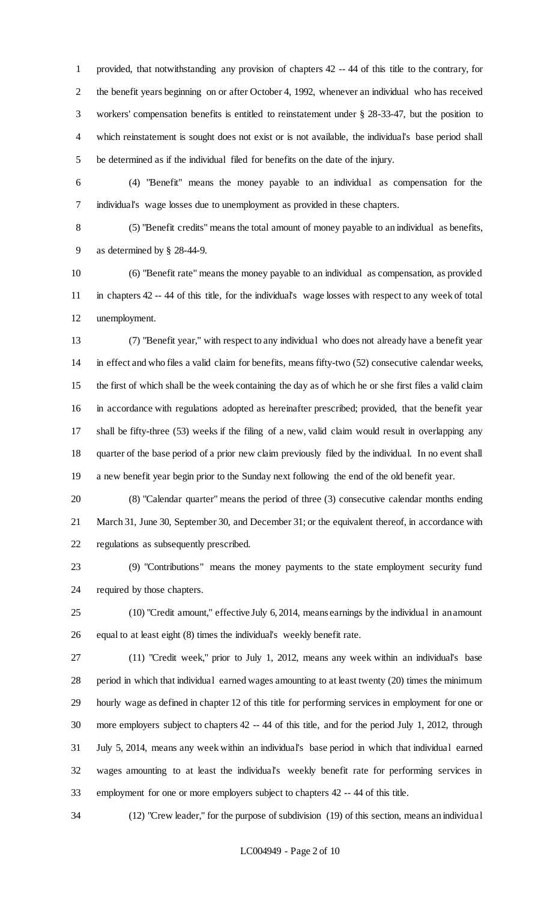provided, that notwithstanding any provision of chapters 42 -- 44 of this title to the contrary, for the benefit years beginning on or after October 4, 1992, whenever an individual who has received workers' compensation benefits is entitled to reinstatement under § 28-33-47, but the position to which reinstatement is sought does not exist or is not available, the individual's base period shall be determined as if the individual filed for benefits on the date of the injury.

(4) "Benefit" means the money payable to an individual as compensation for the individual's wage losses due to unemployment as provided in these chapters.

(5) "Benefit credits" means the total amount of money payable to an individual as benefits, as determined by § 28-44-9.

(6) "Benefit rate" means the money payable to an individual as compensation, as provided in chapters 42 -- 44 of this title, for the individual's wage losses with respect to any week of total unemployment.

(7) "Benefit year," with respect to any individual who does not already have a benefit year in effect and who files a valid claim for benefits, means fifty-two (52) consecutive calendar weeks, the first of which shall be the week containing the day as of which he or she first files a valid claim in accordance with regulations adopted as hereinafter prescribed; provided, that the benefit year shall be fifty-three (53) weeks if the filing of a new, valid claim would result in overlapping any quarter of the base period of a prior new claim previously filed by the individual. In no event shall a new benefit year begin prior to the Sunday next following the end of the old benefit year.

(8) "Calendar quarter" means the period of three (3) consecutive calendar months ending March 31, June 30, September 30, and December 31; or the equivalent thereof, in accordance with regulations as subsequently prescribed.

(9) "Contributions" means the money payments to the state employment security fund required by those chapters.

(10) "Credit amount," effective July 6, 2014, means earnings by the individual in an amount equal to at least eight (8) times the individual's weekly benefit rate.

(11) "Credit week," prior to July 1, 2012, means any week within an individual's base period in which that individual earned wages amounting to at least twenty (20) times the minimum hourly wage as defined in chapter 12 of this title for performing services in employment for one or more employers subject to chapters 42 -- 44 of this title, and for the period July 1, 2012, through July 5, 2014, means any week within an individual's base period in which that individual earned wages amounting to at least the individual's weekly benefit rate for performing services in employment for one or more employers subject to chapters 42 -- 44 of this title.

(12) "Crew leader," for the purpose of subdivision (19) of this section, means an individual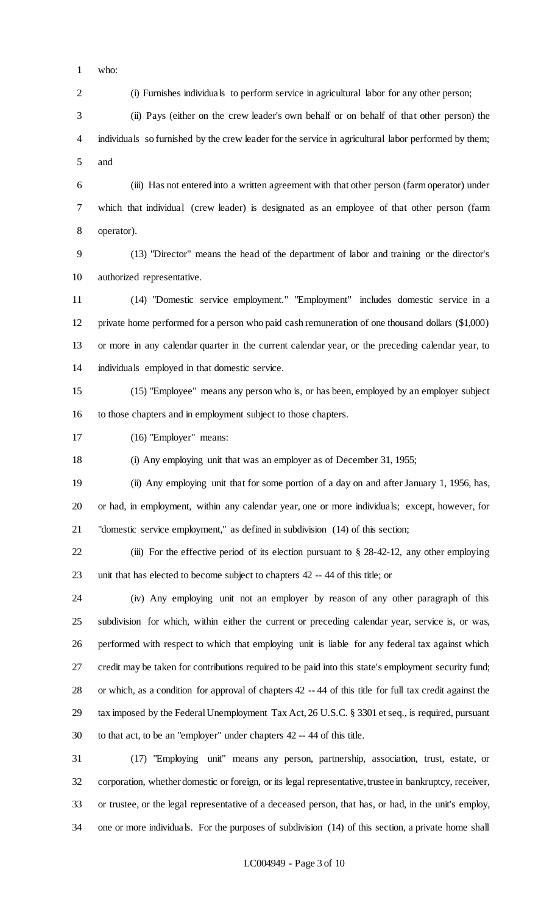who:

(i) Furnishes individuals to perform service in agricultural labor for any other person;

(ii) Pays (either on the crew leader's own behalf or on behalf of that other person) the individuals so furnished by the crew leader for the service in agricultural labor performed by them; and

(iii) Has not entered into a written agreement with that other person (farm operator) under which that individual (crew leader) is designated as an employee of that other person (farm operator).

(13) "Director" means the head of the department of labor and training or the director's authorized representative.

(14) "Domestic service employment." "Employment" includes domestic service in a private home performed for a person who paid cash remuneration of one thousand dollars ($1,000) or more in any calendar quarter in the current calendar year, or the preceding calendar year, to individuals employed in that domestic service.

(15) "Employee" means any person who is, or has been, employed by an employer subject to those chapters and in employment subject to those chapters.

(16) "Employer" means:

(i) Any employing unit that was an employer as of December 31, 1955;

(ii) Any employing unit that for some portion of a day on and after January 1, 1956, has, or had, in employment, within any calendar year, one or more individuals; except, however, for "domestic service employment," as defined in subdivision (14) of this section;

(iii) For the effective period of its election pursuant to § 28-42-12, any other employing unit that has elected to become subject to chapters 42 -- 44 of this title; or

(iv) Any employing unit not an employer by reason of any other paragraph of this subdivision for which, within either the current or preceding calendar year, service is, or was, performed with respect to which that employing unit is liable for any federal tax against which credit may be taken for contributions required to be paid into this state's employment security fund; or which, as a condition for approval of chapters 42 -- 44 of this title for full tax credit against the tax imposed by the Federal Unemployment Tax Act, 26 U.S.C. § 3301 et seq., is required, pursuant to that act, to be an "employer" under chapters 42 -- 44 of this title.

(17) "Employing unit" means any person, partnership, association, trust, estate, or corporation, whether domestic or foreign, or its legal representative, trustee in bankruptcy, receiver, or trustee, or the legal representative of a deceased person, that has, or had, in the unit's employ, one or more individuals. For the purposes of subdivision (14) of this section, a private home shall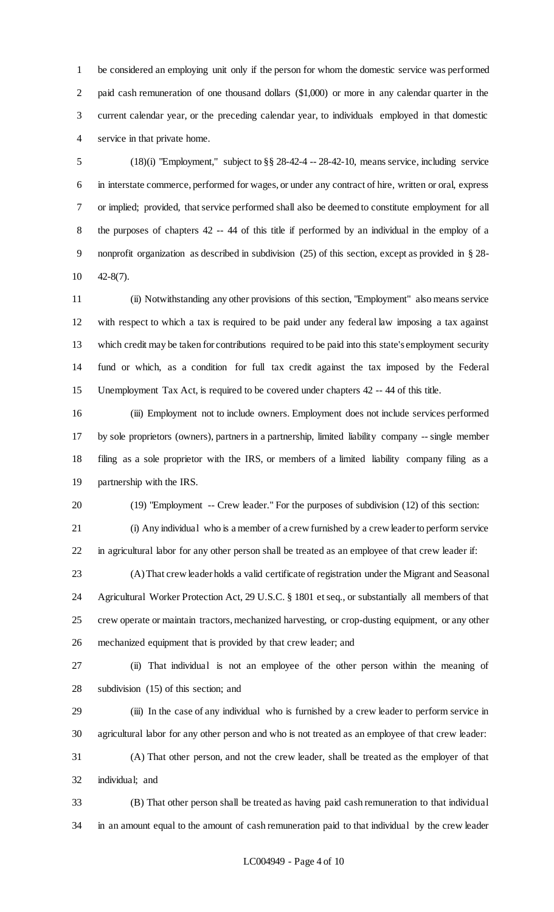be considered an employing unit only if the person for whom the domestic service was performed paid cash remuneration of one thousand dollars ($1,000) or more in any calendar quarter in the current calendar year, or the preceding calendar year, to individuals employed in that domestic service in that private home.

(18)(i) "Employment," subject to §§ 28-42-4 -- 28-42-10, means service, including service in interstate commerce, performed for wages, or under any contract of hire, written or oral, express or implied; provided, that service performed shall also be deemed to constitute employment for all the purposes of chapters 42 -- 44 of this title if performed by an individual in the employ of a nonprofit organization as described in subdivision (25) of this section, except as provided in § 28-42-8(7).

(ii) Notwithstanding any other provisions of this section, "Employment" also means service with respect to which a tax is required to be paid under any federal law imposing a tax against which credit may be taken for contributions required to be paid into this state's employment security fund or which, as a condition for full tax credit against the tax imposed by the Federal Unemployment Tax Act, is required to be covered under chapters 42 -- 44 of this title.

(iii) Employment not to include owners. Employment does not include services performed by sole proprietors (owners), partners in a partnership, limited liability company -- single member filing as a sole proprietor with the IRS, or members of a limited liability company filing as a partnership with the IRS.

(19) "Employment -- Crew leader." For the purposes of subdivision (12) of this section:

(i) Any individual who is a member of a crew furnished by a crew leader to perform service in agricultural labor for any other person shall be treated as an employee of that crew leader if:

(A) That crew leader holds a valid certificate of registration under the Migrant and Seasonal Agricultural Worker Protection Act, 29 U.S.C. § 1801 et seq., or substantially all members of that crew operate or maintain tractors, mechanized harvesting, or crop-dusting equipment, or any other mechanized equipment that is provided by that crew leader; and

(ii) That individual is not an employee of the other person within the meaning of subdivision (15) of this section; and

(iii) In the case of any individual who is furnished by a crew leader to perform service in agricultural labor for any other person and who is not treated as an employee of that crew leader:

(A) That other person, and not the crew leader, shall be treated as the employer of that individual; and

(B) That other person shall be treated as having paid cash remuneration to that individual in an amount equal to the amount of cash remuneration paid to that individual by the crew leader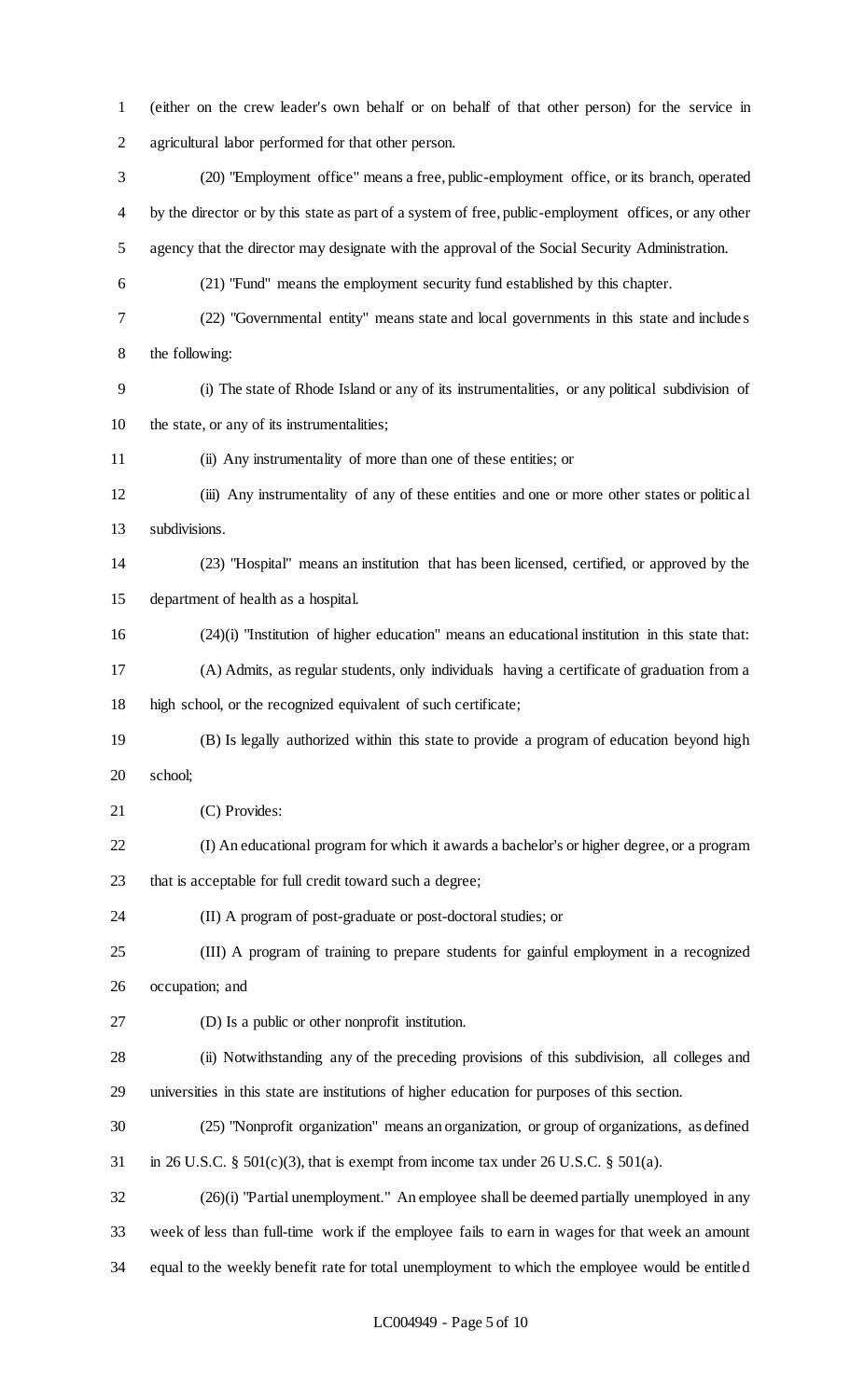(either on the crew leader's own behalf or on behalf of that other person) for the service in agricultural labor performed for that other person.

(20) "Employment office" means a free, public-employment office, or its branch, operated by the director or by this state as part of a system of free, public-employment offices, or any other agency that the director may designate with the approval of the Social Security Administration.

(21) "Fund" means the employment security fund established by this chapter.

(22) "Governmental entity" means state and local governments in this state and includes the following:

(i) The state of Rhode Island or any of its instrumentalities, or any political subdivision of the state, or any of its instrumentalities;

(ii) Any instrumentality of more than one of these entities; or

(iii) Any instrumentality of any of these entities and one or more other states or political subdivisions.

(23) "Hospital" means an institution that has been licensed, certified, or approved by the department of health as a hospital.

(24)(i) "Institution of higher education" means an educational institution in this state that:

(A) Admits, as regular students, only individuals having a certificate of graduation from a high school, or the recognized equivalent of such certificate;

(B) Is legally authorized within this state to provide a program of education beyond high school;

(C) Provides:

(I) An educational program for which it awards a bachelor's or higher degree, or a program that is acceptable for full credit toward such a degree;

(II) A program of post-graduate or post-doctoral studies; or

(III) A program of training to prepare students for gainful employment in a recognized occupation; and

(D) Is a public or other nonprofit institution.

(ii) Notwithstanding any of the preceding provisions of this subdivision, all colleges and universities in this state are institutions of higher education for purposes of this section.

(25) "Nonprofit organization" means an organization, or group of organizations, as defined in 26 U.S.C. § 501(c)(3), that is exempt from income tax under 26 U.S.C. § 501(a).

(26)(i) "Partial unemployment." An employee shall be deemed partially unemployed in any week of less than full-time work if the employee fails to earn in wages for that week an amount equal to the weekly benefit rate for total unemployment to which the employee would be entitled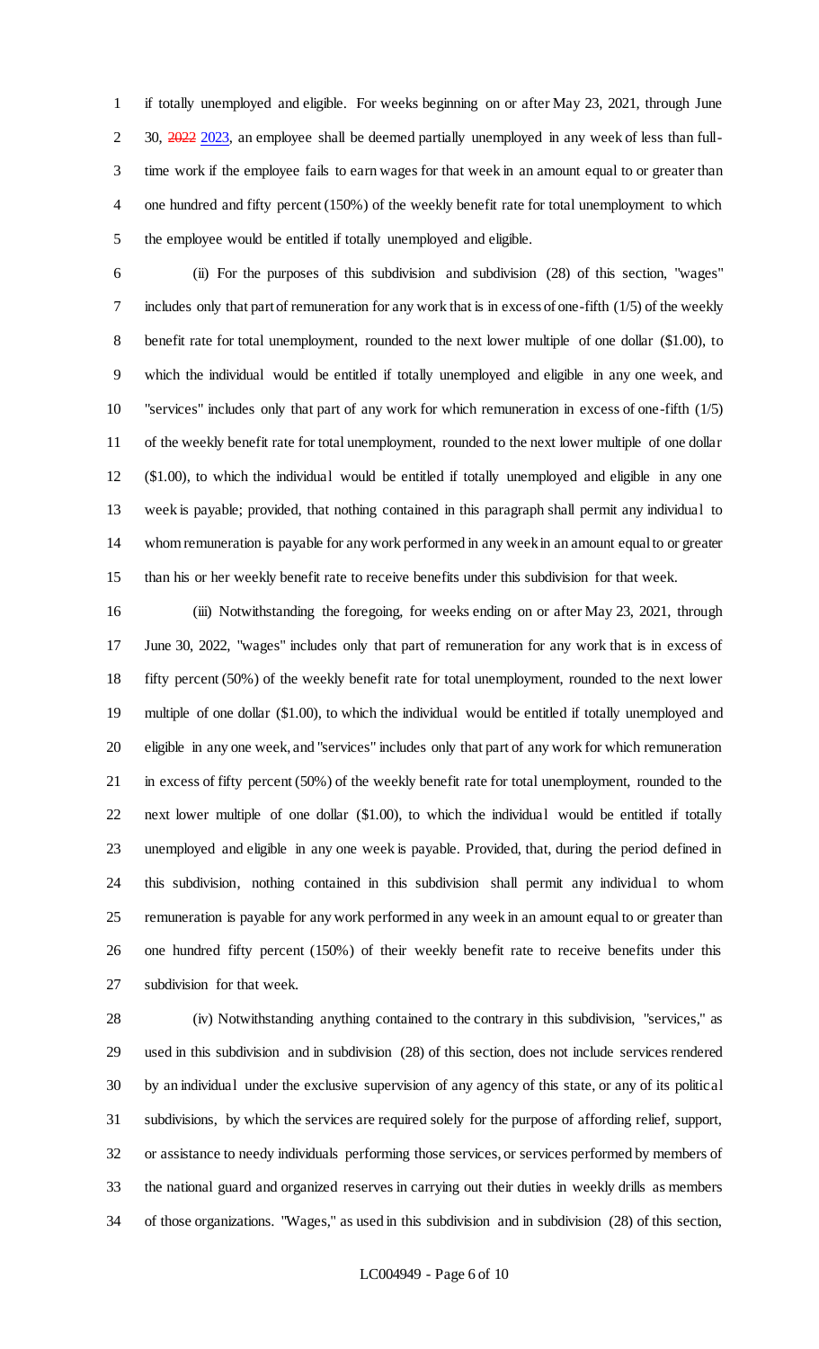if totally unemployed and eligible. For weeks beginning on or after May 23, 2021, through June 30, ~~2022~~ 2023, an employee shall be deemed partially unemployed in any week of less than full-time work if the employee fails to earn wages for that week in an amount equal to or greater than one hundred and fifty percent (150%) of the weekly benefit rate for total unemployment to which the employee would be entitled if totally unemployed and eligible.

(ii) For the purposes of this subdivision and subdivision (28) of this section, "wages" includes only that part of remuneration for any work that is in excess of one-fifth (1/5) of the weekly benefit rate for total unemployment, rounded to the next lower multiple of one dollar ($1.00), to which the individual would be entitled if totally unemployed and eligible in any one week, and "services" includes only that part of any work for which remuneration in excess of one-fifth (1/5) of the weekly benefit rate for total unemployment, rounded to the next lower multiple of one dollar ($1.00), to which the individual would be entitled if totally unemployed and eligible in any one week is payable; provided, that nothing contained in this paragraph shall permit any individual to whom remuneration is payable for any work performed in any week in an amount equal to or greater than his or her weekly benefit rate to receive benefits under this subdivision for that week.

(iii) Notwithstanding the foregoing, for weeks ending on or after May 23, 2021, through June 30, 2022, "wages" includes only that part of remuneration for any work that is in excess of fifty percent (50%) of the weekly benefit rate for total unemployment, rounded to the next lower multiple of one dollar ($1.00), to which the individual would be entitled if totally unemployed and eligible in any one week, and "services" includes only that part of any work for which remuneration in excess of fifty percent (50%) of the weekly benefit rate for total unemployment, rounded to the next lower multiple of one dollar ($1.00), to which the individual would be entitled if totally unemployed and eligible in any one week is payable. Provided, that, during the period defined in this subdivision, nothing contained in this subdivision shall permit any individual to whom remuneration is payable for any work performed in any week in an amount equal to or greater than one hundred fifty percent (150%) of their weekly benefit rate to receive benefits under this subdivision for that week.

(iv) Notwithstanding anything contained to the contrary in this subdivision, "services," as used in this subdivision and in subdivision (28) of this section, does not include services rendered by an individual under the exclusive supervision of any agency of this state, or any of its political subdivisions, by which the services are required solely for the purpose of affording relief, support, or assistance to needy individuals performing those services, or services performed by members of the national guard and organized reserves in carrying out their duties in weekly drills as members of those organizations. "Wages," as used in this subdivision and in subdivision (28) of this section,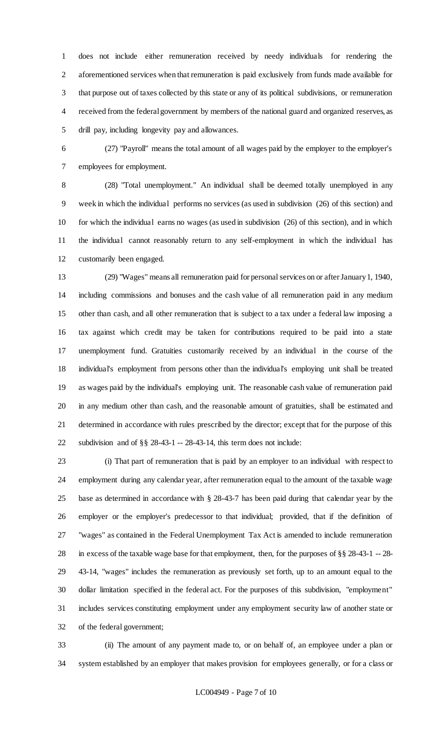does not include either remuneration received by needy individuals for rendering the aforementioned services when that remuneration is paid exclusively from funds made available for that purpose out of taxes collected by this state or any of its political subdivisions, or remuneration received from the federal government by members of the national guard and organized reserves, as drill pay, including longevity pay and allowances.

(27) "Payroll" means the total amount of all wages paid by the employer to the employer's employees for employment.

(28) "Total unemployment." An individual shall be deemed totally unemployed in any week in which the individual performs no services (as used in subdivision (26) of this section) and for which the individual earns no wages (as used in subdivision (26) of this section), and in which the individual cannot reasonably return to any self-employment in which the individual has customarily been engaged.

(29) "Wages" means all remuneration paid for personal services on or after January 1, 1940, including commissions and bonuses and the cash value of all remuneration paid in any medium other than cash, and all other remuneration that is subject to a tax under a federal law imposing a tax against which credit may be taken for contributions required to be paid into a state unemployment fund. Gratuities customarily received by an individual in the course of the individual's employment from persons other than the individual's employing unit shall be treated as wages paid by the individual's employing unit. The reasonable cash value of remuneration paid in any medium other than cash, and the reasonable amount of gratuities, shall be estimated and determined in accordance with rules prescribed by the director; except that for the purpose of this subdivision and of §§ 28-43-1 -- 28-43-14, this term does not include:

(i) That part of remuneration that is paid by an employer to an individual with respect to employment during any calendar year, after remuneration equal to the amount of the taxable wage base as determined in accordance with § 28-43-7 has been paid during that calendar year by the employer or the employer's predecessor to that individual; provided, that if the definition of "wages" as contained in the Federal Unemployment Tax Act is amended to include remuneration in excess of the taxable wage base for that employment, then, for the purposes of §§ 28-43-1 -- 28-43-14, "wages" includes the remuneration as previously set forth, up to an amount equal to the dollar limitation specified in the federal act. For the purposes of this subdivision, "employment" includes services constituting employment under any employment security law of another state or of the federal government;

(ii) The amount of any payment made to, or on behalf of, an employee under a plan or system established by an employer that makes provision for employees generally, or for a class or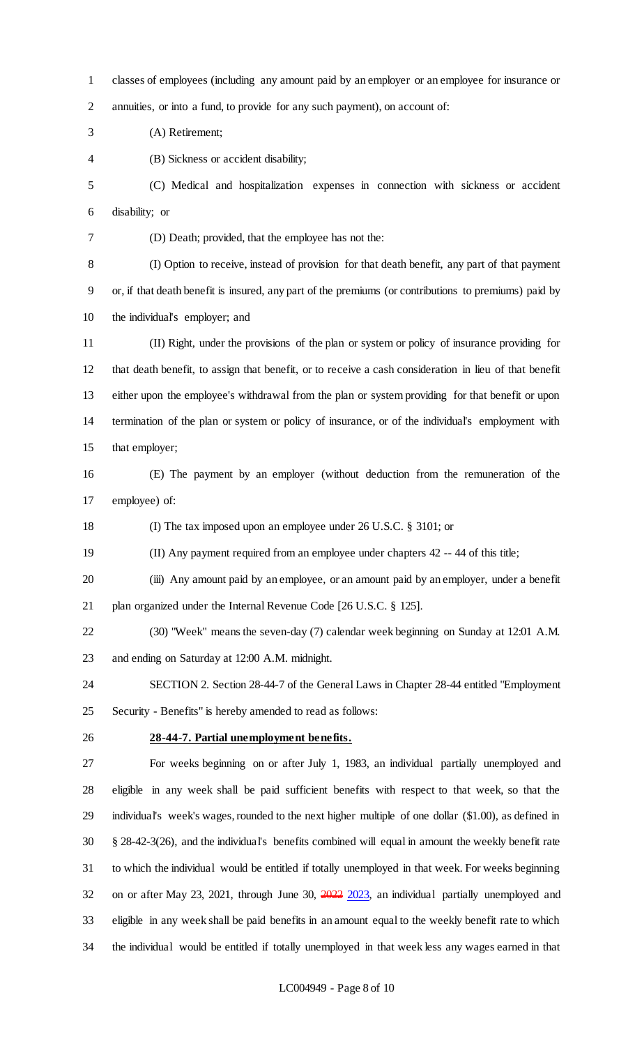classes of employees (including any amount paid by an employer or an employee for insurance or annuities, or into a fund, to provide for any such payment), on account of:

(A) Retirement;

(B) Sickness or accident disability;

(C) Medical and hospitalization expenses in connection with sickness or accident disability; or

(D) Death; provided, that the employee has not the:

(I) Option to receive, instead of provision for that death benefit, any part of that payment or, if that death benefit is insured, any part of the premiums (or contributions to premiums) paid by the individual's employer; and

(II) Right, under the provisions of the plan or system or policy of insurance providing for that death benefit, to assign that benefit, or to receive a cash consideration in lieu of that benefit either upon the employee's withdrawal from the plan or system providing for that benefit or upon termination of the plan or system or policy of insurance, or of the individual's employment with that employer;

(E) The payment by an employer (without deduction from the remuneration of the employee) of:

(I) The tax imposed upon an employee under 26 U.S.C. § 3101; or

(II) Any payment required from an employee under chapters 42 -- 44 of this title;

(iii) Any amount paid by an employee, or an amount paid by an employer, under a benefit plan organized under the Internal Revenue Code [26 U.S.C. § 125].

(30) "Week" means the seven-day (7) calendar week beginning on Sunday at 12:01 A.M. and ending on Saturday at 12:00 A.M. midnight.

SECTION 2. Section 28-44-7 of the General Laws in Chapter 28-44 entitled "Employment Security - Benefits" is hereby amended to read as follows:

**28-44-7. Partial unemployment benefits.**

For weeks beginning on or after July 1, 1983, an individual partially unemployed and eligible in any week shall be paid sufficient benefits with respect to that week, so that the individual's week's wages, rounded to the next higher multiple of one dollar ($1.00), as defined in § 28-42-3(26), and the individual's benefits combined will equal in amount the weekly benefit rate to which the individual would be entitled if totally unemployed in that week. For weeks beginning on or after May 23, 2021, through June 30, ~~2022~~ 2023, an individual partially unemployed and eligible in any week shall be paid benefits in an amount equal to the weekly benefit rate to which the individual would be entitled if totally unemployed in that week less any wages earned in that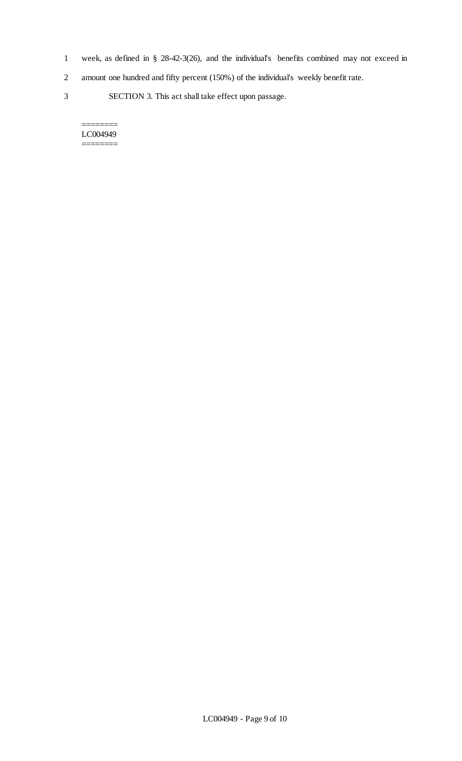week, as defined in § 28-42-3(26), and the individual's benefits combined may not exceed in amount one hundred and fifty percent (150%) of the individual's weekly benefit rate.

SECTION 3. This act shall take effect upon passage.

========
LC004949
========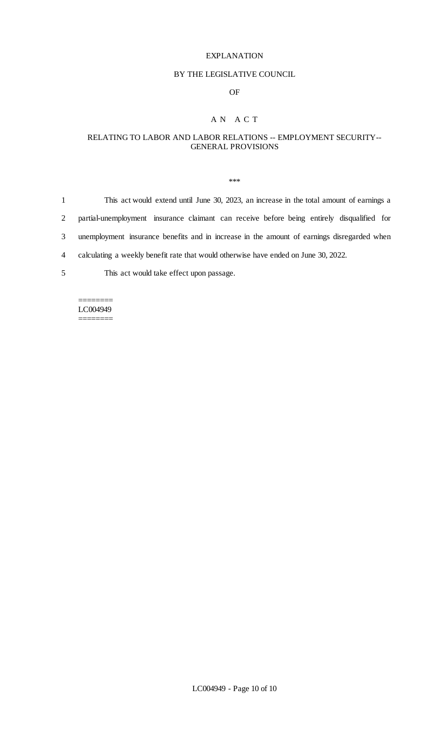EXPLANATION

BY THE LEGISLATIVE COUNCIL

OF

A N A C T

RELATING TO LABOR AND LABOR RELATIONS -- EMPLOYMENT SECURITY-- GENERAL PROVISIONS

\*\*\*

1 This act would extend until June 30, 2023, an increase in the total amount of earnings a
2 partial-unemployment insurance claimant can receive before being entirely disqualified for
3 unemployment insurance benefits and in increase in the amount of earnings disregarded when
4 calculating a weekly benefit rate that would otherwise have ended on June 30, 2022.
5 This act would take effect upon passage.

========
LC004949
========